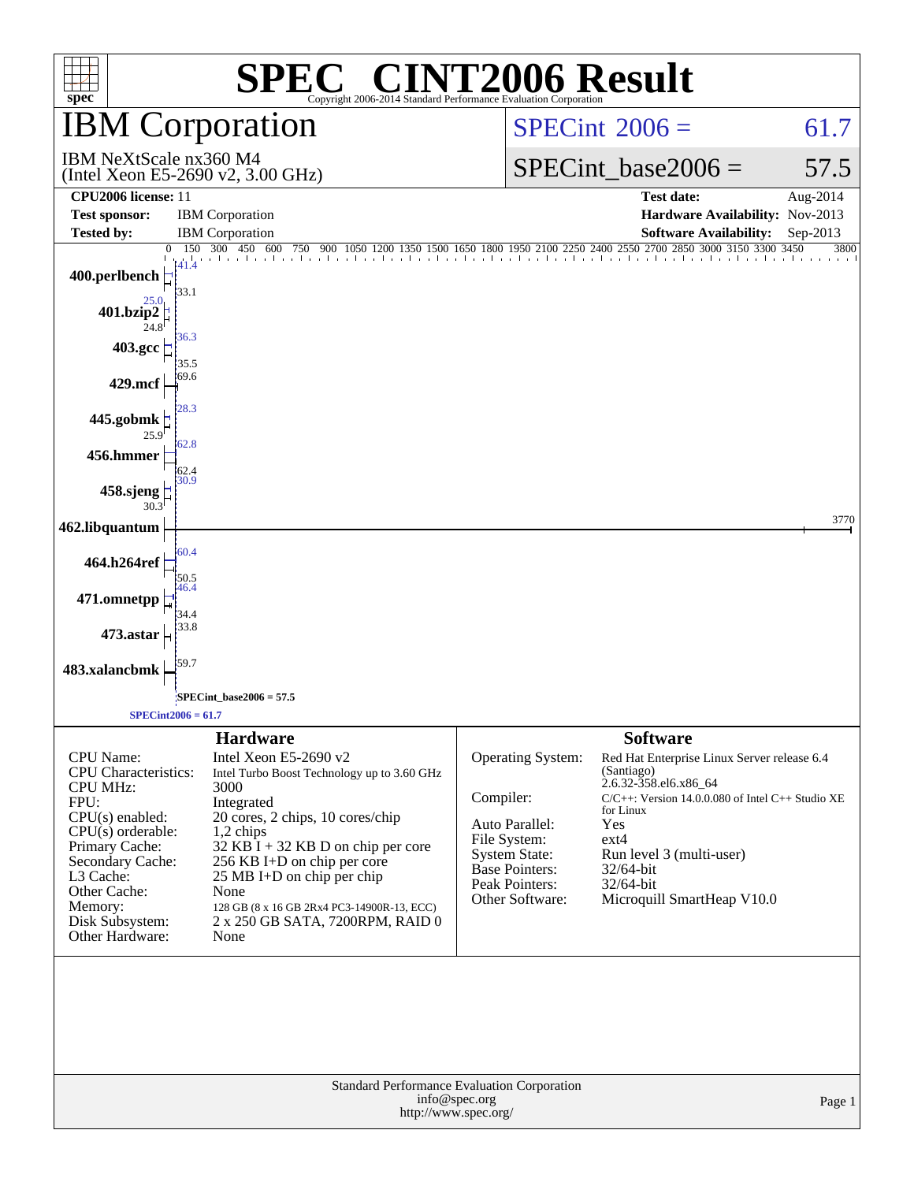# SPEC CINT2006 Result

Copyright 2006-2014 Standard Performance Evaluation Corporation

## IBM Corporation

IBM NeXtScale nx360 M4
(Intel Xeon E5-2690 v2, 3.00 GHz)

SPECint 2006 = 61.7

SPECint_base2006 = 57.5

| | | | |
|---|---|---|---|
| **CPU2006 license:** | 11 | **Test date:** | Aug-2014 |
| **Test sponsor:** | IBM Corporation | **Hardware Availability:** | Nov-2013 |
| **Tested by:** | IBM Corporation | **Software Availability:** | Sep-2013 |

| Benchmark | Peak | Base |
|---|---|---|
| 400.perlbench | 41.4 | 33.1 |
| 401.bzip2 | 25.0 | 24.8 |
| 403.gcc | 36.3 | 35.5 |
| 429.mcf | 69.6 | |
| 445.gobmk | 28.3 | 25.9 |
| 456.hmmer | 62.8 | 62.4 |
| 458.sjeng | 30.9 | 30.3 |
| 462.libquantum | 3770 | |
| 464.h264ref | 60.4 | 50.5 |
| 471.omnetpp | 46.4 | 34.4 |
| 473.astar | 33.8 | |
| 483.xalancbmk | 59.7 | |

SPECint_base2006 = 57.5

SPECint2006 = 61.7

### Hardware

| | |
|---|---|
| CPU Name: | Intel Xeon E5-2690 v2 |
| CPU Characteristics: | Intel Turbo Boost Technology up to 3.60 GHz |
| CPU MHz: | 3000 |
| FPU: | Integrated |
| CPU(s) enabled: | 20 cores, 2 chips, 10 cores/chip |
| CPU(s) orderable: | 1,2 chips |
| Primary Cache: | 32 KB I + 32 KB D on chip per core |
| Secondary Cache: | 256 KB I+D on chip per core |
| L3 Cache: | 25 MB I+D on chip per chip |
| Other Cache: | None |
| Memory: | 128 GB (8 x 16 GB 2Rx4 PC3-14900R-13, ECC) |
| Disk Subsystem: | 2 x 250 GB SATA, 7200RPM, RAID 0 |
| Other Hardware: | None |

### Software

| | |
|---|---|
| Operating System: | Red Hat Enterprise Linux Server release 6.4 (Santiago) 2.6.32-358.el6.x86_64 |
| Compiler: | C/C++: Version 14.0.0.080 of Intel C++ Studio XE for Linux |
| Auto Parallel: | Yes |
| File System: | ext4 |
| System State: | Run level 3 (multi-user) |
| Base Pointers: | 32/64-bit |
| Peak Pointers: | 32/64-bit |
| Other Software: | Microquill SmartHeap V10.0 |

Standard Performance Evaluation Corporation
info@spec.org
http://www.spec.org/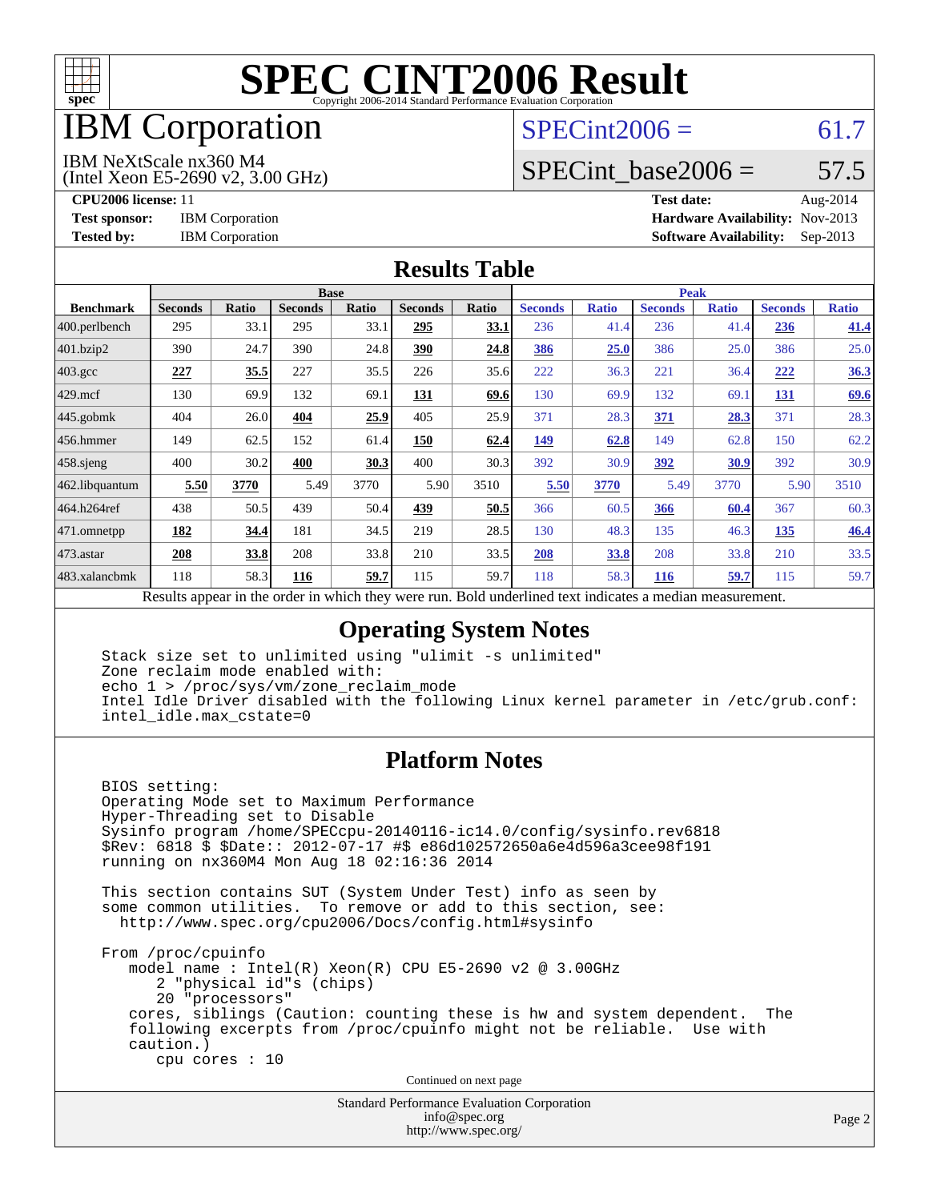# SPEC CINT2006 Result

Copyright 2006-2014 Standard Performance Evaluation Corporation

# IBM Corporation

IBM NeXtScale nx360 M4
(Intel Xeon E5-2690 v2, 3.00 GHz)

SPECint2006 = 61.7

SPECint_base2006 = 57.5

**CPU2006 license:** 11
**Test sponsor:** IBM Corporation
**Tested by:** IBM Corporation

**Test date:** Aug-2014
**Hardware Availability:** Nov-2013
**Software Availability:** Sep-2013

## Results Table

| Benchmark | Base | | | | | | Peak | | | | | |
|---|---|---|---|---|---|---|---|---|---|---|---|---|
| | Seconds | Ratio | Seconds | Ratio | Seconds | Ratio | Seconds | Ratio | Seconds | Ratio | Seconds | Ratio |
| 400.perlbench | 295 | 33.1 | 295 | 33.1 | **295** | **33.1** | 236 | 41.4 | 236 | 41.4 | **236** | **41.4** |
| 401.bzip2 | 390 | 24.7 | 390 | 24.8 | **390** | **24.8** | **386** | **25.0** | 386 | 25.0 | 386 | 25.0 |
| 403.gcc | **227** | **35.5** | 227 | 35.5 | 226 | 35.6 | 222 | 36.3 | 221 | 36.4 | **222** | **36.3** |
| 429.mcf | 130 | 69.9 | 132 | 69.1 | **131** | **69.6** | 130 | 69.9 | 132 | 69.1 | **131** | **69.6** |
| 445.gobmk | 404 | 26.0 | **404** | **25.9** | 405 | 25.9 | 371 | 28.3 | **371** | **28.3** | 371 | 28.3 |
| 456.hmmer | 149 | 62.5 | 152 | 61.4 | **150** | **62.4** | **149** | **62.8** | 149 | 62.8 | 150 | 62.2 |
| 458.sjeng | 400 | 30.2 | **400** | **30.3** | 400 | 30.3 | 392 | 30.9 | **392** | **30.9** | 392 | 30.9 |
| 462.libquantum | **5.50** | **3770** | 5.49 | 3770 | 5.90 | 3510 | **5.50** | **3770** | 5.49 | 3770 | 5.90 | 3510 |
| 464.h264ref | 438 | 50.5 | 439 | 50.4 | **439** | **50.5** | 366 | 60.5 | **366** | **60.4** | 367 | 60.3 |
| 471.omnetpp | **182** | **34.4** | 181 | 34.5 | 219 | 28.5 | 130 | 48.3 | 135 | 46.3 | **135** | **46.4** |
| 473.astar | **208** | **33.8** | 208 | 33.8 | 210 | 33.5 | **208** | **33.8** | 208 | 33.8 | 210 | 33.5 |
| 483.xalancbmk | 118 | 58.3 | **116** | **59.7** | 115 | 59.7 | 118 | 58.3 | **116** | **59.7** | 115 | 59.7 |

Results appear in the order in which they were run. Bold underlined text indicates a median measurement.

## Operating System Notes

```
Stack size set to unlimited using "ulimit -s unlimited"
Zone reclaim mode enabled with:
echo 1 > /proc/sys/vm/zone_reclaim_mode
Intel Idle Driver disabled with the following Linux kernel parameter in /etc/grub.conf:
intel_idle.max_cstate=0
```

## Platform Notes

```
BIOS setting:
Operating Mode set to Maximum Performance
Hyper-Threading set to Disable
Sysinfo program /home/SPECcpu-20140116-ic14.0/config/sysinfo.rev6818
$Rev: 6818 $ $Date:: 2012-07-17 #$ e86d102572650a6e4d596a3cee98f191
running on nx360M4 Mon Aug 18 02:16:36 2014

This section contains SUT (System Under Test) info as seen by
some common utilities.  To remove or add to this section, see:
  http://www.spec.org/cpu2006/Docs/config.html#sysinfo

From /proc/cpuinfo
   model name : Intel(R) Xeon(R) CPU E5-2690 v2 @ 3.00GHz
      2 "physical id"s (chips)
      20 "processors"
   cores, siblings (Caution: counting these is hw and system dependent.  The
   following excerpts from /proc/cpuinfo might not be reliable.  Use with
   caution.)
      cpu cores : 10
```

Continued on next page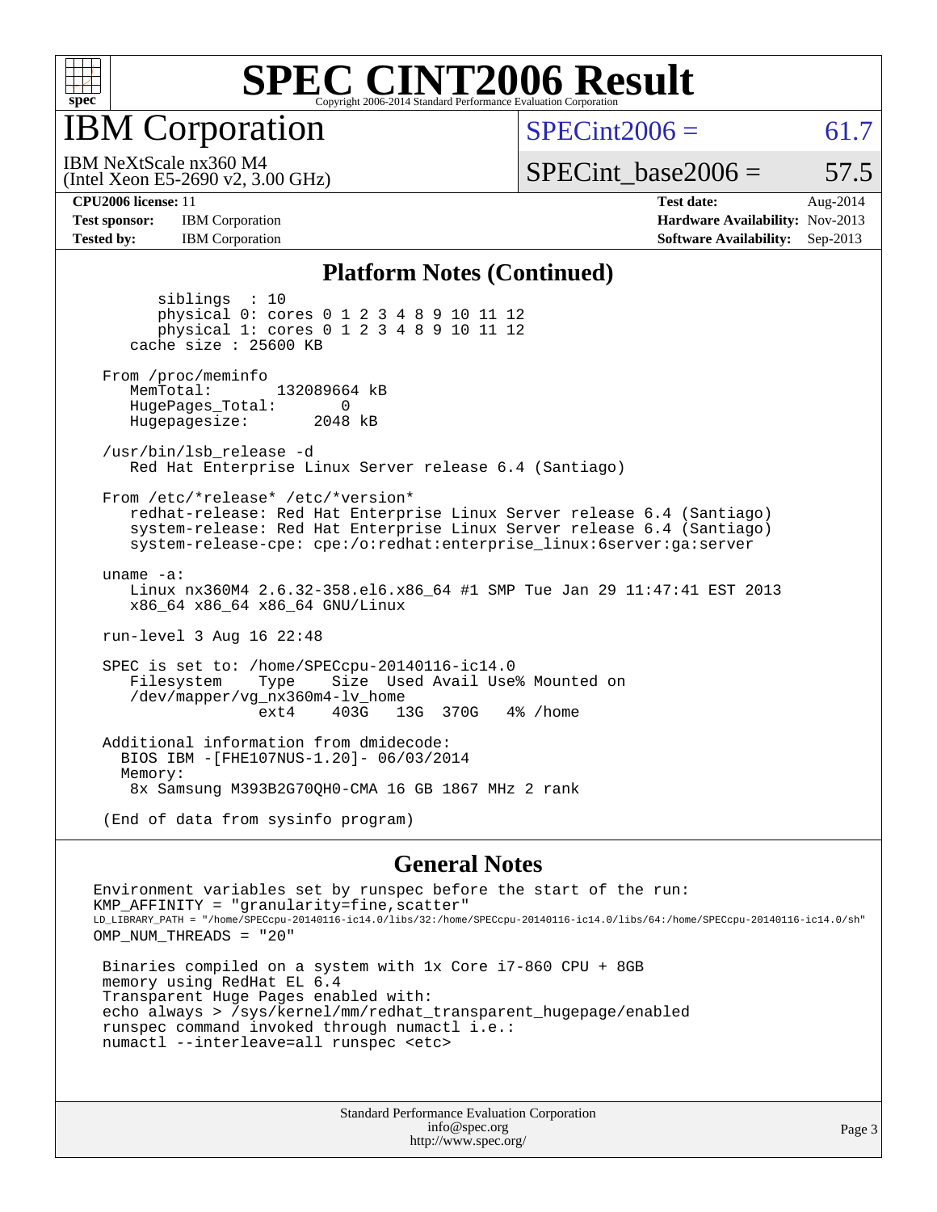# SPEC CINT2006 Result

Copyright 2006-2014 Standard Performance Evaluation Corporation

## IBM Corporation

IBM NeXtScale nx360 M4
(Intel Xeon E5-2690 v2, 3.00 GHz)

SPECint2006 = 61.7

SPECint_base2006 = 57.5

**CPU2006 license:** 11
**Test sponsor:** IBM Corporation
**Tested by:** IBM Corporation

**Test date:** Aug-2014
**Hardware Availability:** Nov-2013
**Software Availability:** Sep-2013

### Platform Notes (Continued)

```
        siblings  : 10
        physical 0: cores 0 1 2 3 4 8 9 10 11 12
        physical 1: cores 0 1 2 3 4 8 9 10 11 12
    cache size : 25600 KB

 From /proc/meminfo
    MemTotal:       132089664 kB
    HugePages_Total:       0
    Hugepagesize:       2048 kB

 /usr/bin/lsb_release -d
    Red Hat Enterprise Linux Server release 6.4 (Santiago)

 From /etc/*release* /etc/*version*
    redhat-release: Red Hat Enterprise Linux Server release 6.4 (Santiago)
    system-release: Red Hat Enterprise Linux Server release 6.4 (Santiago)
    system-release-cpe: cpe:/o:redhat:enterprise_linux:6server:ga:server

 uname -a:
    Linux nx360M4 2.6.32-358.el6.x86_64 #1 SMP Tue Jan 29 11:47:41 EST 2013
    x86_64 x86_64 x86_64 GNU/Linux

 run-level 3 Aug 16 22:48

 SPEC is set to: /home/SPECcpu-20140116-ic14.0
    Filesystem     Type   Size  Used Avail Use% Mounted on
    /dev/mapper/vg_nx360m4-lv_home
                   ext4   403G   13G  370G   4% /home

 Additional information from dmidecode:
   BIOS IBM -[FHE107NUS-1.20]- 06/03/2014
   Memory:
    8x Samsung M393B2G70QH0-CMA 16 GB 1867 MHz 2 rank

 (End of data from sysinfo program)
```

### General Notes

```
Environment variables set by runspec before the start of the run:
KMP_AFFINITY = "granularity=fine,scatter"
LD_LIBRARY_PATH = "/home/SPECcpu-20140116-ic14.0/libs/32:/home/SPECcpu-20140116-ic14.0/libs/64:/home/SPECcpu-20140116-ic14.0/sh"
OMP_NUM_THREADS = "20"

 Binaries compiled on a system with 1x Core i7-860 CPU + 8GB
 memory using RedHat EL 6.4
 Transparent Huge Pages enabled with:
 echo always > /sys/kernel/mm/redhat_transparent_hugepage/enabled
 runspec command invoked through numactl i.e.:
 numactl --interleave=all runspec <etc>
```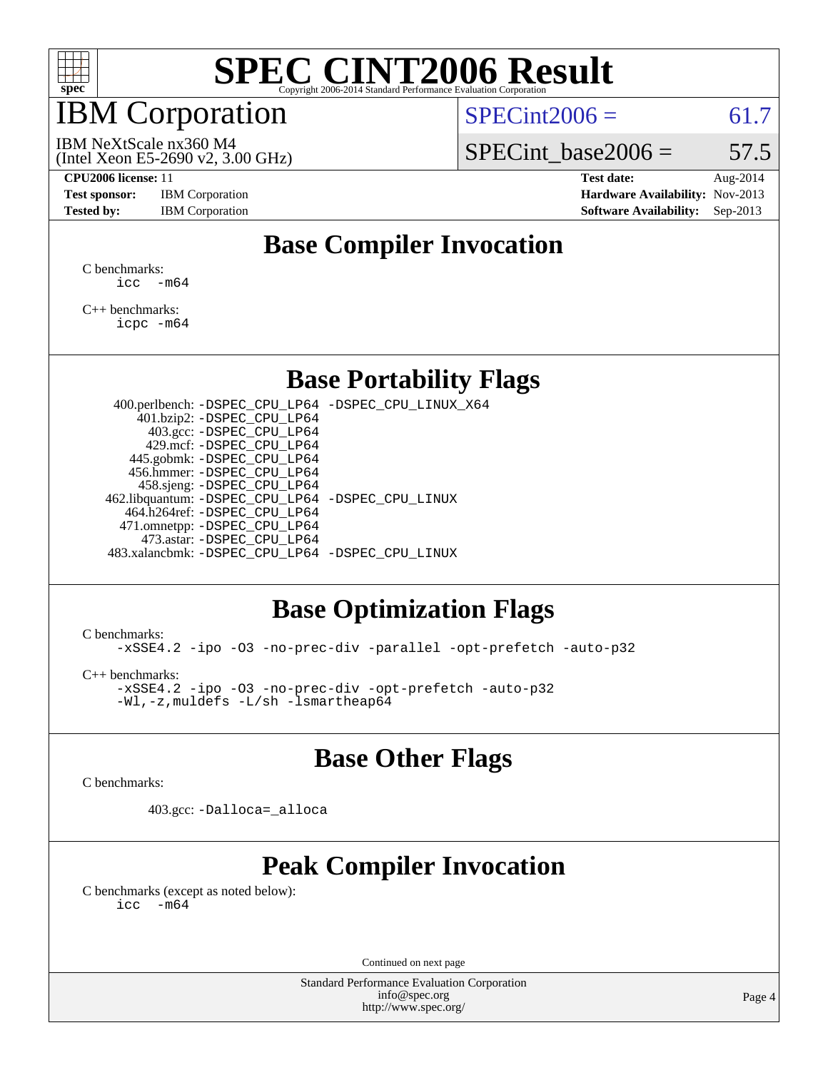# SPEC CINT2006 Result

Copyright 2006-2014 Standard Performance Evaluation Corporation

## IBM Corporation

IBM NeXtScale nx360 M4
(Intel Xeon E5-2690 v2, 3.00 GHz)

SPECint2006 = 61.7

SPECint_base2006 = 57.5

**CPU2006 license:** 11
**Test sponsor:** IBM Corporation
**Tested by:** IBM Corporation

**Test date:** Aug-2014
**Hardware Availability:** Nov-2013
**Software Availability:** Sep-2013

## Base Compiler Invocation

C benchmarks:
```
icc -m64
```

C++ benchmarks:
```
icpc -m64
```

## Base Portability Flags

```
400.perlbench: -DSPEC_CPU_LP64 -DSPEC_CPU_LINUX_X64
401.bzip2: -DSPEC_CPU_LP64
403.gcc: -DSPEC_CPU_LP64
429.mcf: -DSPEC_CPU_LP64
445.gobmk: -DSPEC_CPU_LP64
456.hmmer: -DSPEC_CPU_LP64
458.sjeng: -DSPEC_CPU_LP64
462.libquantum: -DSPEC_CPU_LP64 -DSPEC_CPU_LINUX
464.h264ref: -DSPEC_CPU_LP64
471.omnetpp: -DSPEC_CPU_LP64
473.astar: -DSPEC_CPU_LP64
483.xalancbmk: -DSPEC_CPU_LP64 -DSPEC_CPU_LINUX
```

## Base Optimization Flags

C benchmarks:
```
-xSSE4.2 -ipo -O3 -no-prec-div -parallel -opt-prefetch -auto-p32
```

C++ benchmarks:
```
-xSSE4.2 -ipo -O3 -no-prec-div -opt-prefetch -auto-p32
-Wl,-z,muldefs -L/sh -lsmartheap64
```

## Base Other Flags

C benchmarks:

```
403.gcc: -Dalloca=_alloca
```

## Peak Compiler Invocation

C benchmarks (except as noted below):
```
icc -m64
```

Continued on next page

Standard Performance Evaluation Corporation
info@spec.org
http://www.spec.org/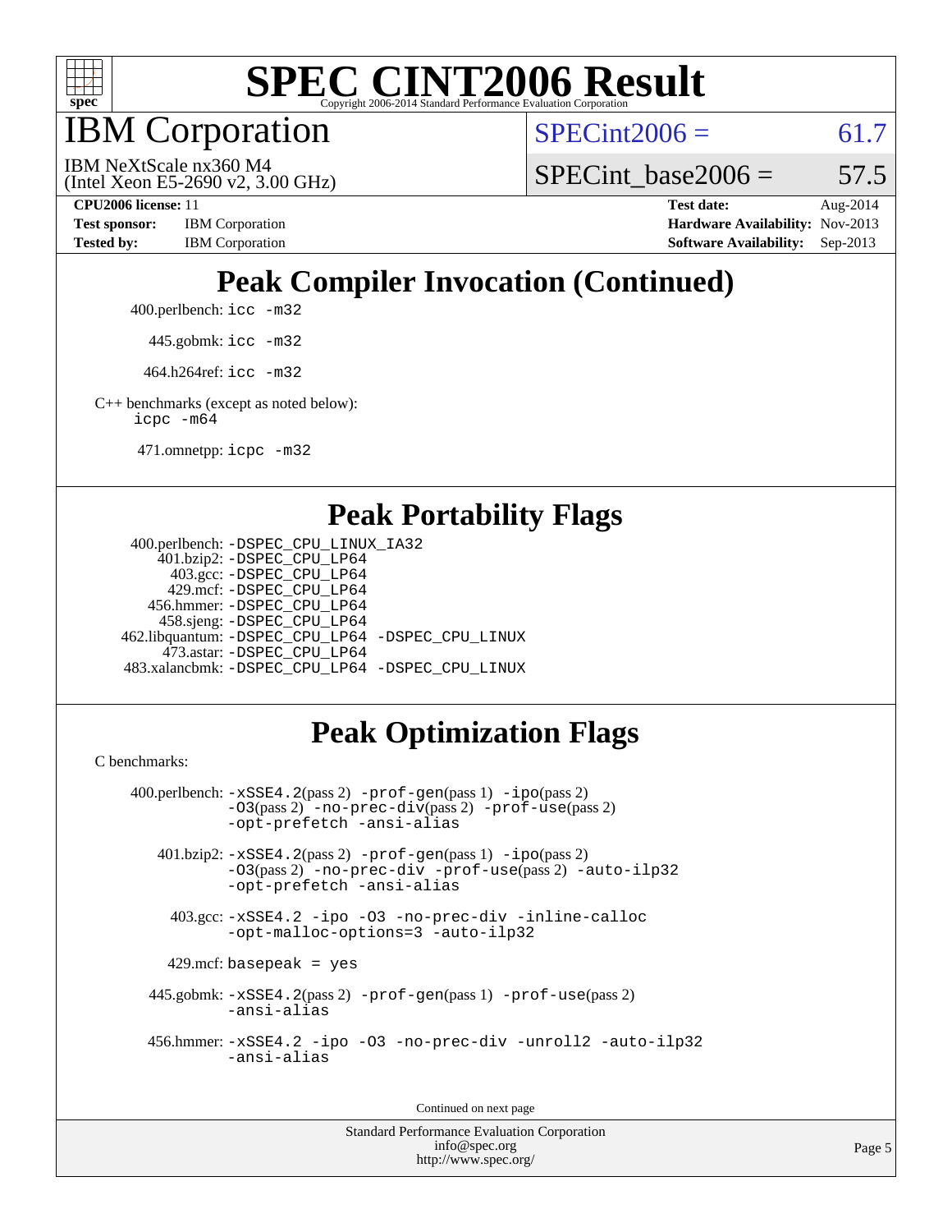# SPEC CINT2006 Result

Copyright 2006-2014 Standard Performance Evaluation Corporation

## IBM Corporation

IBM NeXtScale nx360 M4
(Intel Xeon E5-2690 v2, 3.00 GHz)

SPECint2006 = 61.7

SPECint_base2006 = 57.5

**CPU2006 license:** 11
**Test sponsor:** IBM Corporation
**Tested by:** IBM Corporation

**Test date:** Aug-2014
**Hardware Availability:** Nov-2013
**Software Availability:** Sep-2013

## Peak Compiler Invocation (Continued)

400.perlbench: `icc -m32`

445.gobmk: `icc -m32`

464.h264ref: `icc -m32`

C++ benchmarks (except as noted below):
`icpc -m64`

471.omnetpp: `icpc -m32`

## Peak Portability Flags

400.perlbench: `-DSPEC_CPU_LINUX_IA32`
401.bzip2: `-DSPEC_CPU_LP64`
403.gcc: `-DSPEC_CPU_LP64`
429.mcf: `-DSPEC_CPU_LP64`
456.hmmer: `-DSPEC_CPU_LP64`
458.sjeng: `-DSPEC_CPU_LP64`
462.libquantum: `-DSPEC_CPU_LP64 -DSPEC_CPU_LINUX`
473.astar: `-DSPEC_CPU_LP64`
483.xalancbmk: `-DSPEC_CPU_LP64 -DSPEC_CPU_LINUX`

## Peak Optimization Flags

C benchmarks:

400.perlbench: `-xSSE4.2`(pass 2) `-prof-gen`(pass 1) `-ipo`(pass 2) `-O3`(pass 2) `-no-prec-div`(pass 2) `-prof-use`(pass 2) `-opt-prefetch -ansi-alias`

401.bzip2: `-xSSE4.2`(pass 2) `-prof-gen`(pass 1) `-ipo`(pass 2) `-O3`(pass 2) `-no-prec-div -prof-use`(pass 2) `-auto-ilp32 -opt-prefetch -ansi-alias`

403.gcc: `-xSSE4.2 -ipo -O3 -no-prec-div -inline-calloc -opt-malloc-options=3 -auto-ilp32`

429.mcf: `basepeak = yes`

445.gobmk: `-xSSE4.2`(pass 2) `-prof-gen`(pass 1) `-prof-use`(pass 2) `-ansi-alias`

456.hmmer: `-xSSE4.2 -ipo -O3 -no-prec-div -unroll2 -auto-ilp32 -ansi-alias`

Continued on next page

Standard Performance Evaluation Corporation
info@spec.org
http://www.spec.org/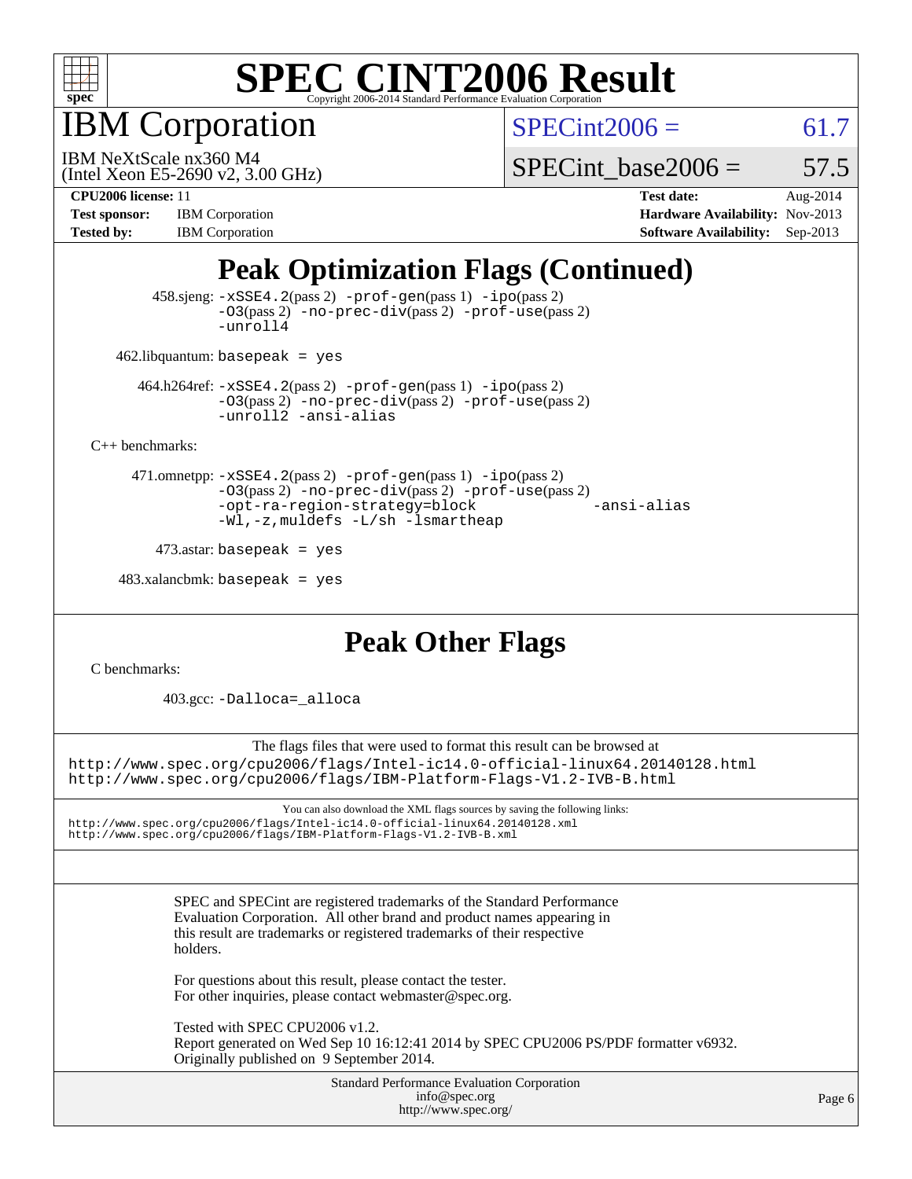# SPEC CINT2006 Result

Copyright 2006-2014 Standard Performance Evaluation Corporation

## IBM Corporation

IBM NeXtScale nx360 M4
(Intel Xeon E5-2690 v2, 3.00 GHz)

SPECint2006 = 61.7

SPECint_base2006 = 57.5

| | | | |
|---|---|---|---|
| **CPU2006 license:** 11 | | **Test date:** | Aug-2014 |
| **Test sponsor:** | IBM Corporation | **Hardware Availability:** | Nov-2013 |
| **Tested by:** | IBM Corporation | **Software Availability:** | Sep-2013 |

## Peak Optimization Flags (Continued)

458.sjeng: -xSSE4.2(pass 2) -prof-gen(pass 1) -ipo(pass 2) -O3(pass 2) -no-prec-div(pass 2) -prof-use(pass 2) -unroll4

462.libquantum: basepeak = yes

464.h264ref: -xSSE4.2(pass 2) -prof-gen(pass 1) -ipo(pass 2) -O3(pass 2) -no-prec-div(pass 2) -prof-use(pass 2) -unroll2 -ansi-alias

C++ benchmarks:

471.omnetpp: -xSSE4.2(pass 2) -prof-gen(pass 1) -ipo(pass 2) -O3(pass 2) -no-prec-div(pass 2) -prof-use(pass 2) -opt-ra-region-strategy=block -ansi-alias -Wl,-z,muldefs -L/sh -lsmartheap

473.astar: basepeak = yes

483.xalancbmk: basepeak = yes

## Peak Other Flags

C benchmarks:

403.gcc: -Dalloca=_alloca

The flags files that were used to format this result can be browsed at
http://www.spec.org/cpu2006/flags/Intel-ic14.0-official-linux64.20140128.html
http://www.spec.org/cpu2006/flags/IBM-Platform-Flags-V1.2-IVB-B.html

You can also download the XML flags sources by saving the following links:
http://www.spec.org/cpu2006/flags/Intel-ic14.0-official-linux64.20140128.xml
http://www.spec.org/cpu2006/flags/IBM-Platform-Flags-V1.2-IVB-B.xml

SPEC and SPECint are registered trademarks of the Standard Performance Evaluation Corporation. All other brand and product names appearing in this result are trademarks or registered trademarks of their respective holders.

For questions about this result, please contact the tester.
For other inquiries, please contact webmaster@spec.org.

Tested with SPEC CPU2006 v1.2.
Report generated on Wed Sep 10 16:12:41 2014 by SPEC CPU2006 PS/PDF formatter v6932.
Originally published on 9 September 2014.

Standard Performance Evaluation Corporation
info@spec.org
http://www.spec.org/